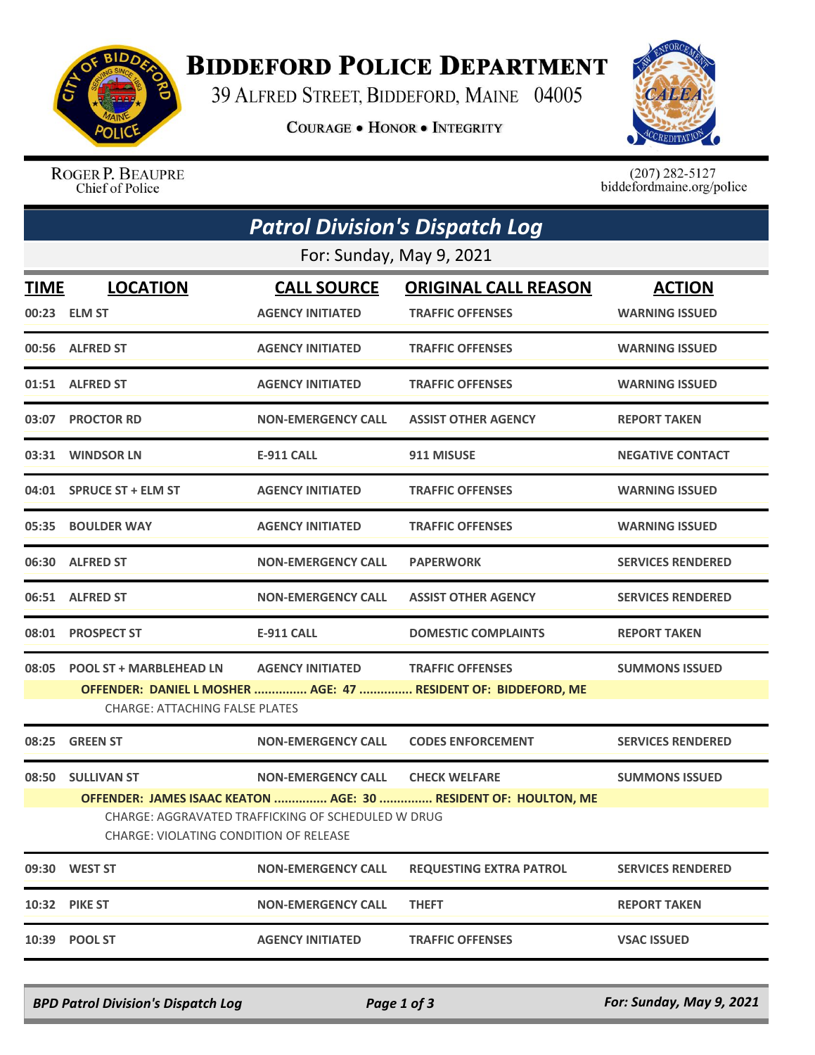# Biddeford Police Department

39 Alfred Street, Biddeford, Maine 04005

**Courage • Honor • Integrity**

Roger P. Beaupre
Chief of Police

(207) 282-5127
biddefordmaine.org/police

## *Patrol Division's Dispatch Log*

For: Sunday, May 9, 2021

| TIME | LOCATION | CALL SOURCE | ORIGINAL CALL REASON | ACTION |
|---|---|---|---|---|
| 00:23 | ELM ST | AGENCY INITIATED | TRAFFIC OFFENSES | WARNING ISSUED |
| 00:56 | ALFRED ST | AGENCY INITIATED | TRAFFIC OFFENSES | WARNING ISSUED |
| 01:51 | ALFRED ST | AGENCY INITIATED | TRAFFIC OFFENSES | WARNING ISSUED |
| 03:07 | PROCTOR RD | NON-EMERGENCY CALL | ASSIST OTHER AGENCY | REPORT TAKEN |
| 03:31 | WINDSOR LN | E-911 CALL | 911 MISUSE | NEGATIVE CONTACT |
| 04:01 | SPRUCE ST + ELM ST | AGENCY INITIATED | TRAFFIC OFFENSES | WARNING ISSUED |
| 05:35 | BOULDER WAY | AGENCY INITIATED | TRAFFIC OFFENSES | WARNING ISSUED |
| 06:30 | ALFRED ST | NON-EMERGENCY CALL | PAPERWORK | SERVICES RENDERED |
| 06:51 | ALFRED ST | NON-EMERGENCY CALL | ASSIST OTHER AGENCY | SERVICES RENDERED |
| 08:01 | PROSPECT ST | E-911 CALL | DOMESTIC COMPLAINTS | REPORT TAKEN |
| 08:05 | POOL ST + MARBLEHEAD LN | AGENCY INITIATED | TRAFFIC OFFENSES | SUMMONS ISSUED |
| | OFFENDER: DANIEL L MOSHER ............... AGE: 47 ............... RESIDENT OF: BIDDEFORD, ME<br>CHARGE: ATTACHING FALSE PLATES | | | |
| 08:25 | GREEN ST | NON-EMERGENCY CALL | CODES ENFORCEMENT | SERVICES RENDERED |
| 08:50 | SULLIVAN ST | NON-EMERGENCY CALL | CHECK WELFARE | SUMMONS ISSUED |
| | OFFENDER: JAMES ISAAC KEATON ............... AGE: 30 ............... RESIDENT OF: HOULTON, ME<br>CHARGE: AGGRAVATED TRAFFICKING OF SCHEDULED W DRUG<br>CHARGE: VIOLATING CONDITION OF RELEASE | | | |
| 09:30 | WEST ST | NON-EMERGENCY CALL | REQUESTING EXTRA PATROL | SERVICES RENDERED |
| 10:32 | PIKE ST | NON-EMERGENCY CALL | THEFT | REPORT TAKEN |
| 10:39 | POOL ST | AGENCY INITIATED | TRAFFIC OFFENSES | VSAC ISSUED |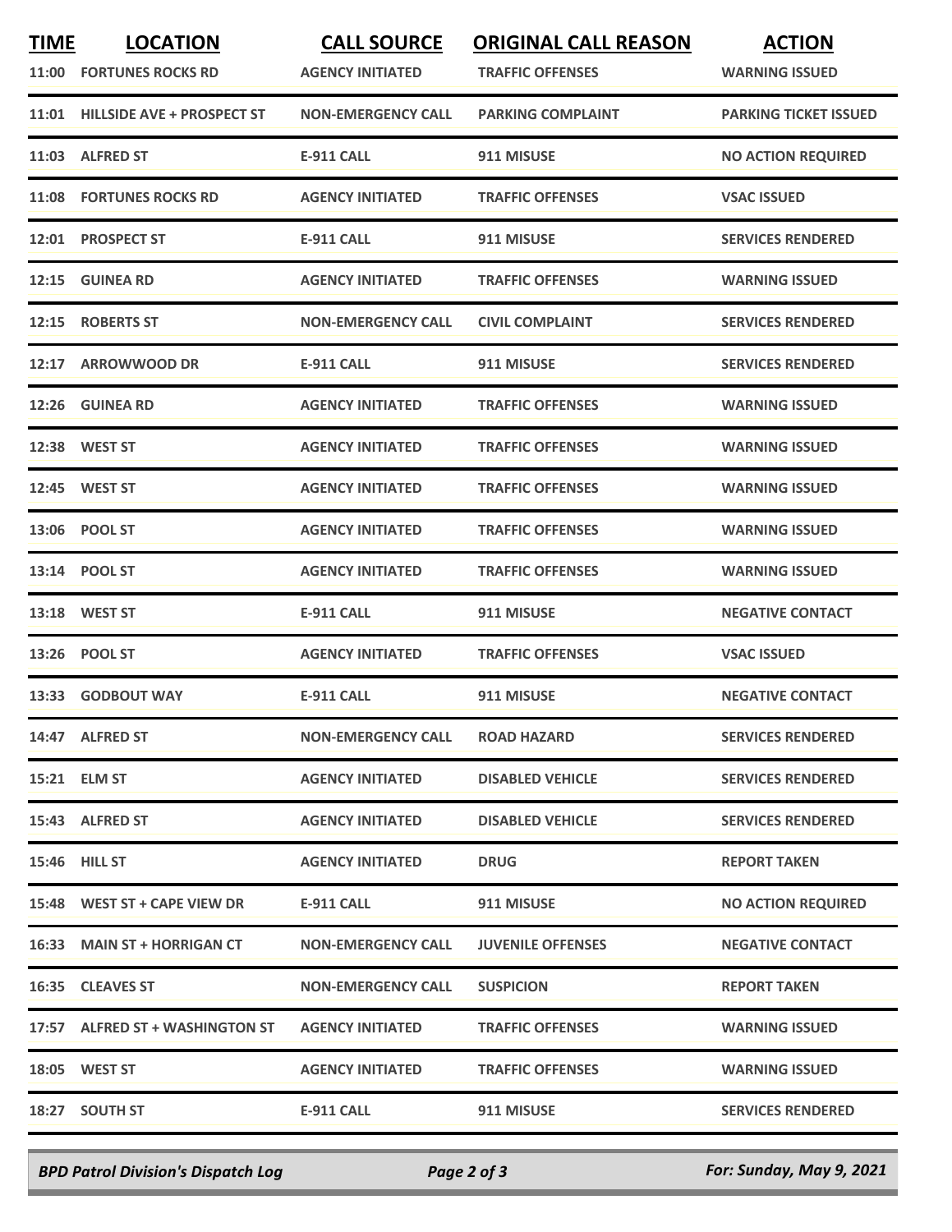| TIME | LOCATION | CALL SOURCE | ORIGINAL CALL REASON | ACTION |
|---|---|---|---|---|
| 11:00 | FORTUNES ROCKS RD | AGENCY INITIATED | TRAFFIC OFFENSES | WARNING ISSUED |
| 11:01 | HILLSIDE AVE + PROSPECT ST | NON-EMERGENCY CALL | PARKING COMPLAINT | PARKING TICKET ISSUED |
| 11:03 | ALFRED ST | E-911 CALL | 911 MISUSE | NO ACTION REQUIRED |
| 11:08 | FORTUNES ROCKS RD | AGENCY INITIATED | TRAFFIC OFFENSES | VSAC ISSUED |
| 12:01 | PROSPECT ST | E-911 CALL | 911 MISUSE | SERVICES RENDERED |
| 12:15 | GUINEA RD | AGENCY INITIATED | TRAFFIC OFFENSES | WARNING ISSUED |
| 12:15 | ROBERTS ST | NON-EMERGENCY CALL | CIVIL COMPLAINT | SERVICES RENDERED |
| 12:17 | ARROWWOOD DR | E-911 CALL | 911 MISUSE | SERVICES RENDERED |
| 12:26 | GUINEA RD | AGENCY INITIATED | TRAFFIC OFFENSES | WARNING ISSUED |
| 12:38 | WEST ST | AGENCY INITIATED | TRAFFIC OFFENSES | WARNING ISSUED |
| 12:45 | WEST ST | AGENCY INITIATED | TRAFFIC OFFENSES | WARNING ISSUED |
| 13:06 | POOL ST | AGENCY INITIATED | TRAFFIC OFFENSES | WARNING ISSUED |
| 13:14 | POOL ST | AGENCY INITIATED | TRAFFIC OFFENSES | WARNING ISSUED |
| 13:18 | WEST ST | E-911 CALL | 911 MISUSE | NEGATIVE CONTACT |
| 13:26 | POOL ST | AGENCY INITIATED | TRAFFIC OFFENSES | VSAC ISSUED |
| 13:33 | GODBOUT WAY | E-911 CALL | 911 MISUSE | NEGATIVE CONTACT |
| 14:47 | ALFRED ST | NON-EMERGENCY CALL | ROAD HAZARD | SERVICES RENDERED |
| 15:21 | ELM ST | AGENCY INITIATED | DISABLED VEHICLE | SERVICES RENDERED |
| 15:43 | ALFRED ST | AGENCY INITIATED | DISABLED VEHICLE | SERVICES RENDERED |
| 15:46 | HILL ST | AGENCY INITIATED | DRUG | REPORT TAKEN |
| 15:48 | WEST ST + CAPE VIEW DR | E-911 CALL | 911 MISUSE | NO ACTION REQUIRED |
| 16:33 | MAIN ST + HORRIGAN CT | NON-EMERGENCY CALL | JUVENILE OFFENSES | NEGATIVE CONTACT |
| 16:35 | CLEAVES ST | NON-EMERGENCY CALL | SUSPICION | REPORT TAKEN |
| 17:57 | ALFRED ST + WASHINGTON ST | AGENCY INITIATED | TRAFFIC OFFENSES | WARNING ISSUED |
| 18:05 | WEST ST | AGENCY INITIATED | TRAFFIC OFFENSES | WARNING ISSUED |
| 18:27 | SOUTH ST | E-911 CALL | 911 MISUSE | SERVICES RENDERED |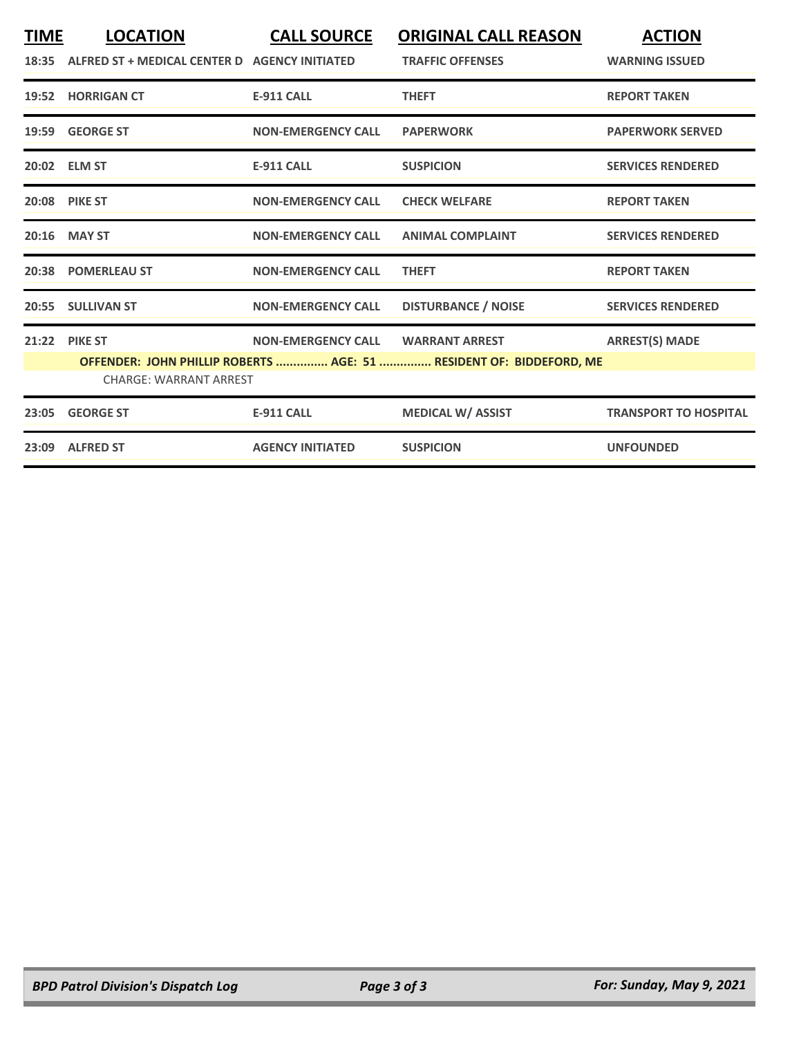| TIME | LOCATION | CALL SOURCE | ORIGINAL CALL REASON | ACTION |
| --- | --- | --- | --- | --- |
| 18:35 | ALFRED ST + MEDICAL CENTER D | AGENCY INITIATED | TRAFFIC OFFENSES | WARNING ISSUED |
| 19:52 | HORRIGAN CT | E-911 CALL | THEFT | REPORT TAKEN |
| 19:59 | GEORGE ST | NON-EMERGENCY CALL | PAPERWORK | PAPERWORK SERVED |
| 20:02 | ELM ST | E-911 CALL | SUSPICION | SERVICES RENDERED |
| 20:08 | PIKE ST | NON-EMERGENCY CALL | CHECK WELFARE | REPORT TAKEN |
| 20:16 | MAY ST | NON-EMERGENCY CALL | ANIMAL COMPLAINT | SERVICES RENDERED |
| 20:38 | POMERLEAU ST | NON-EMERGENCY CALL | THEFT | REPORT TAKEN |
| 20:55 | SULLIVAN ST | NON-EMERGENCY CALL | DISTURBANCE / NOISE | SERVICES RENDERED |
| 21:22 | PIKE ST | NON-EMERGENCY CALL | WARRANT ARREST | ARREST(S) MADE |
| | OFFENDER: JOHN PHILLIP ROBERTS ............... AGE: 51 ............... RESIDENT OF: BIDDEFORD, ME | | | |
| | CHARGE: WARRANT ARREST | | | |
| 23:05 | GEORGE ST | E-911 CALL | MEDICAL W/ ASSIST | TRANSPORT TO HOSPITAL |
| 23:09 | ALFRED ST | AGENCY INITIATED | SUSPICION | UNFOUNDED |